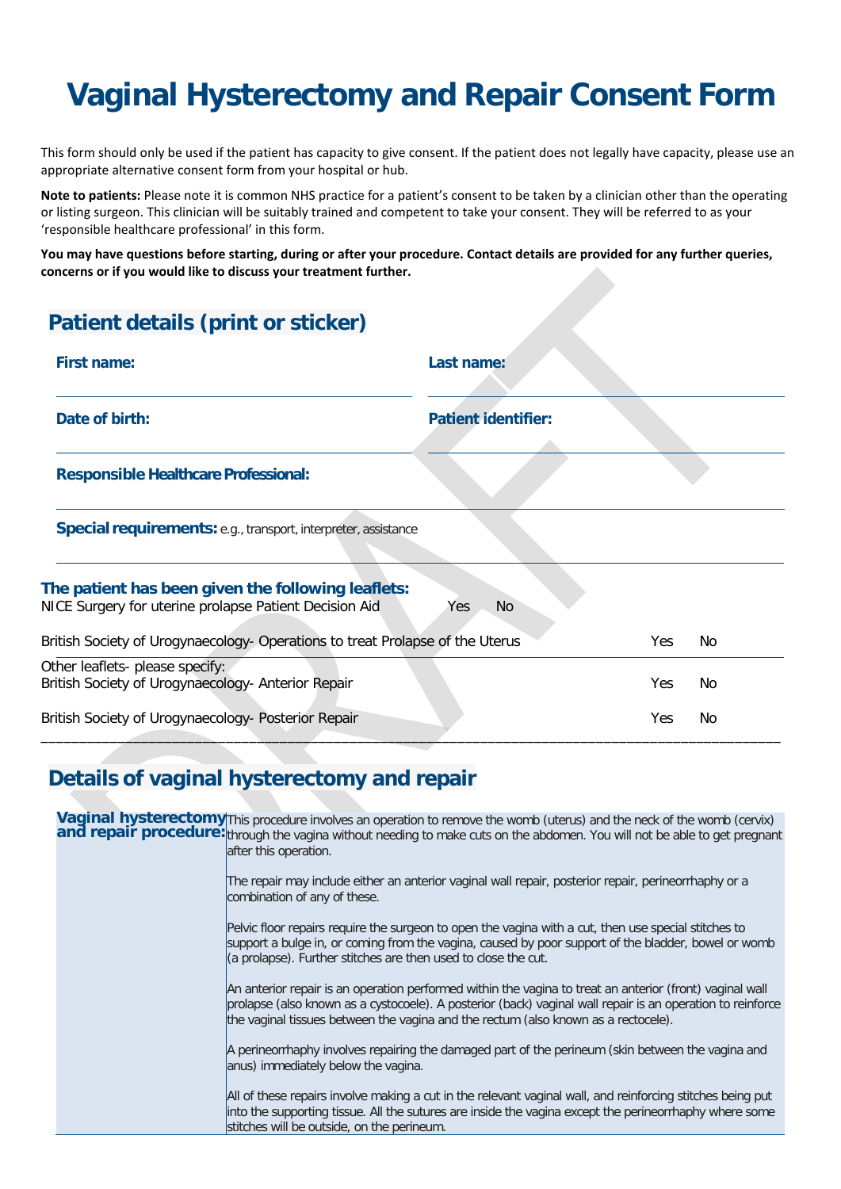# Vaginal Hysterectomy and Repair Consent Form

This form should only be used if the patient has capacity to give consent. If the patient does not legally have capacity, please use an appropriate alternative consent form from your hospital or hub.

**Note to patients:** Please note it is common NHS practice for a patient's consent to be taken by a clinician other than the operating or listing surgeon. This clinician will be suitably trained and competent to take your consent. They will be referred to as your 'responsible healthcare professional' in this form.

**You may have questions before starting, during or after your procedure. Contact details are provided for any further queries, concerns or if you would like to discuss your treatment further.**

## Patient details (print or sticker)

**First name:** ______________________ **Last name:** ______________________

**Date of birth:** ______________________ **Patient identifier:** ______________________

**Responsible Healthcare Professional:** ______________________

**Special requirements:** e.g., transport, interpreter, assistance ______________________

**The patient has been given the following leaflets:**

| | | |
|---|---|---|
| NICE Surgery for uterine prolapse Patient Decision Aid | Yes | No |
| British Society of Urogynaecology- Operations to treat Prolapse of the Uterus | Yes | No |
| Other leaflets- please specify:<br>British Society of Urogynaecology- Anterior Repair | Yes | No |
| British Society of Urogynaecology- Posterior Repair | Yes | No |

## Details of vaginal hysterectomy and repair

| | |
|---|---|
| **Vaginal hysterectomy and repair procedure:** | This procedure involves an operation to remove the womb (uterus) and the neck of the womb (cervix) through the vagina without needing to make cuts on the abdomen. You will not be able to get pregnant after this operation.<br><br>The repair may include either an anterior vaginal wall repair, posterior repair, perineorrhaphy or a combination of any of these.<br><br>Pelvic floor repairs require the surgeon to open the vagina with a cut, then use special stitches to support a bulge in, or coming from the vagina, caused by poor support of the bladder, bowel or womb (a prolapse). Further stitches are then used to close the cut.<br><br>An anterior repair is an operation performed within the vagina to treat an anterior (front) vaginal wall prolapse (also known as a cystocoele). A posterior (back) vaginal wall repair is an operation to reinforce the vaginal tissues between the vagina and the rectum (also known as a rectocele).<br><br>A perineorrhaphy involves repairing the damaged part of the perineum (skin between the vagina and anus) immediately below the vagina.<br><br>All of these repairs involve making a cut in the relevant vaginal wall, and reinforcing stitches being put into the supporting tissue. All the sutures are inside the vagina except the perineorrhaphy where some stitches will be outside, on the perineum. |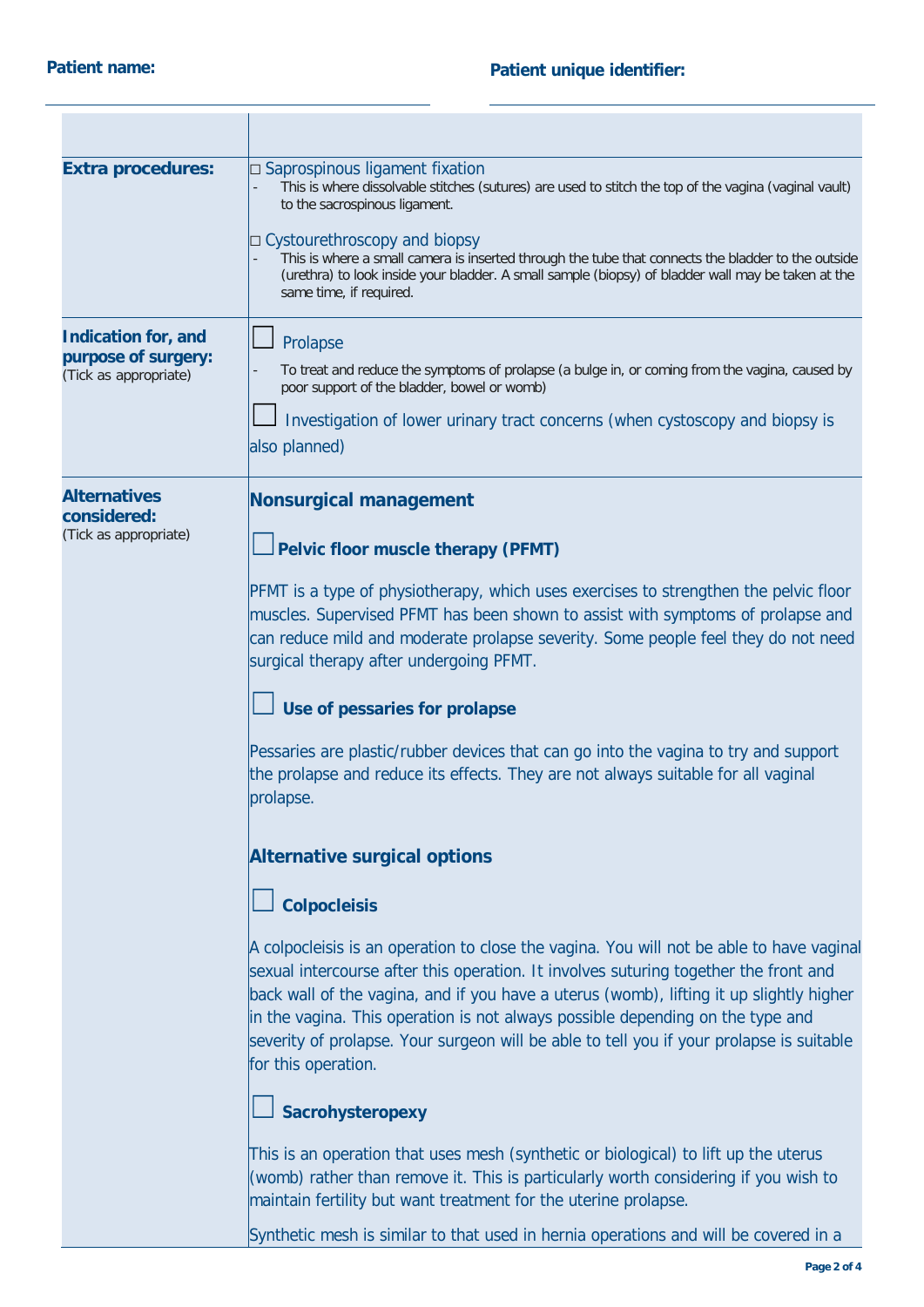**Patient name:** **Patient unique identifier:**

| | |
|---|---|
| | |
| **Extra procedures:** | □ Saprospinous ligament fixation<br>- This is where dissolvable stitches (sutures) are used to stitch the top of the vagina (vaginal vault) to the sacrospinous ligament.<br><br>□ Cystourethroscopy and biopsy<br>- This is where a small camera is inserted through the tube that connects the bladder to the outside (urethra) to look inside your bladder. A small sample (biopsy) of bladder wall may be taken at the same time, if required. |
| **Indication for, and purpose of surgery:** (Tick as appropriate) | ☐ Prolapse<br>- To treat and reduce the symptoms of prolapse (a bulge in, or coming from the vagina, caused by poor support of the bladder, bowel or womb)<br><br>☐ Investigation of lower urinary tract concerns (when cystoscopy and biopsy is also planned) |
| **Alternatives considered:** (Tick as appropriate) | **Nonsurgical management**<br><br>☐ **Pelvic floor muscle therapy (PFMT)**<br><br>PFMT is a type of physiotherapy, which uses exercises to strengthen the pelvic floor muscles. Supervised PFMT has been shown to assist with symptoms of prolapse and can reduce mild and moderate prolapse severity. Some people feel they do not need surgical therapy after undergoing PFMT.<br><br>☐ **Use of pessaries for prolapse**<br><br>Pessaries are plastic/rubber devices that can go into the vagina to try and support the prolapse and reduce its effects. They are not always suitable for all vaginal prolapse.<br><br>**Alternative surgical options**<br><br>☐ **Colpocleisis**<br><br>A colpocleisis is an operation to close the vagina. You will not be able to have vaginal sexual intercourse after this operation. It involves suturing together the front and back wall of the vagina, and if you have a uterus (womb), lifting it up slightly higher in the vagina. This operation is not always possible depending on the type and severity of prolapse. Your surgeon will be able to tell you if your prolapse is suitable for this operation.<br><br>☐ **Sacrohysteropexy**<br><br>This is an operation that uses mesh (synthetic or biological) to lift up the uterus (womb) rather than remove it. This is particularly worth considering if you wish to maintain fertility but want treatment for the uterine prolapse.<br><br>Synthetic mesh is similar to that used in hernia operations and will be covered in a |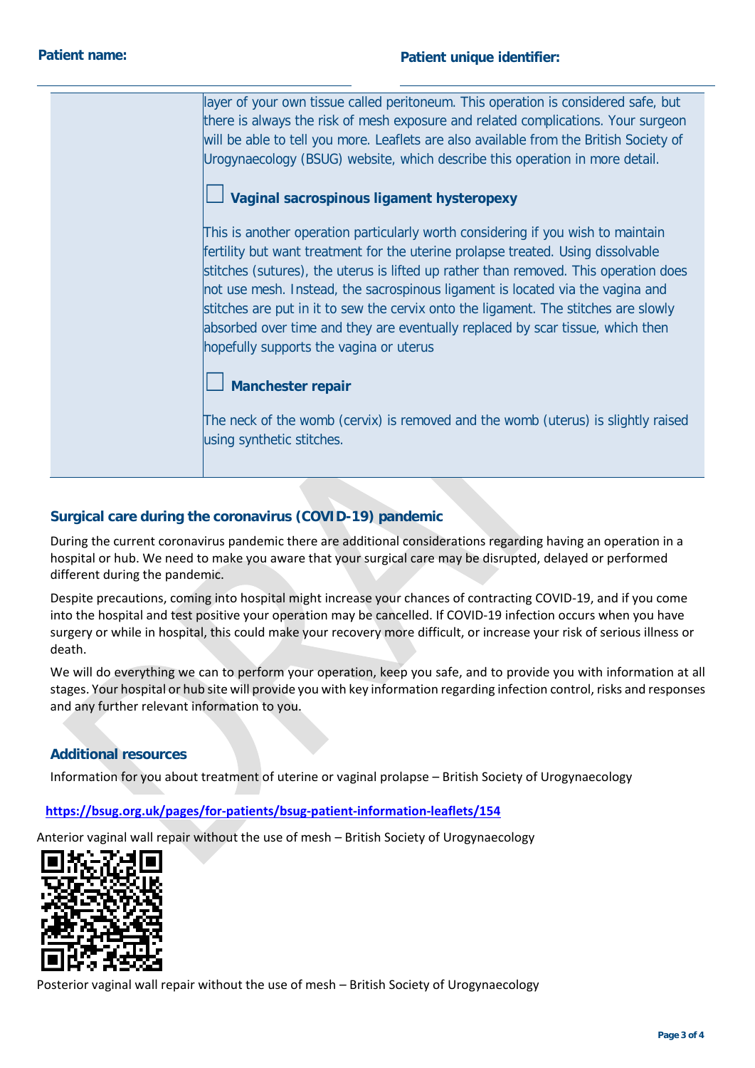**Patient name:** **Patient unique identifier:**

| | |
|---|---|
| | layer of your own tissue called peritoneum. This operation is considered safe, but there is always the risk of mesh exposure and related complications. Your surgeon will be able to tell you more. Leaflets are also available from the British Society of Urogynaecology (BSUG) website, which describe this operation in more detail.<br><br>☐ **Vaginal sacrospinous ligament hysteropexy**<br><br>This is another operation particularly worth considering if you wish to maintain fertility but want treatment for the uterine prolapse treated. Using dissolvable stitches (sutures), the uterus is lifted up rather than removed. This operation does not use mesh. Instead, the sacrospinous ligament is located via the vagina and stitches are put in it to sew the cervix onto the ligament. The stitches are slowly absorbed over time and they are eventually replaced by scar tissue, which then hopefully supports the vagina or uterus<br><br>☐ **Manchester repair**<br><br>The neck of the womb (cervix) is removed and the womb (uterus) is slightly raised using synthetic stitches. |

## Surgical care during the coronavirus (COVID-19) pandemic

During the current coronavirus pandemic there are additional considerations regarding having an operation in a hospital or hub. We need to make you aware that your surgical care may be disrupted, delayed or performed different during the pandemic.

Despite precautions, coming into hospital might increase your chances of contracting COVID-19, and if you come into the hospital and test positive your operation may be cancelled. If COVID-19 infection occurs when you have surgery or while in hospital, this could make your recovery more difficult, or increase your risk of serious illness or death.

We will do everything we can to perform your operation, keep you safe, and to provide you with information at all stages. Your hospital or hub site will provide you with key information regarding infection control, risks and responses and any further relevant information to you.

## Additional resources

Information for you about treatment of uterine or vaginal prolapse – British Society of Urogynaecology

**https://bsug.org.uk/pages/for-patients/bsug-patient-information-leaflets/154**

Anterior vaginal wall repair without the use of mesh – British Society of Urogynaecology

Posterior vaginal wall repair without the use of mesh – British Society of Urogynaecology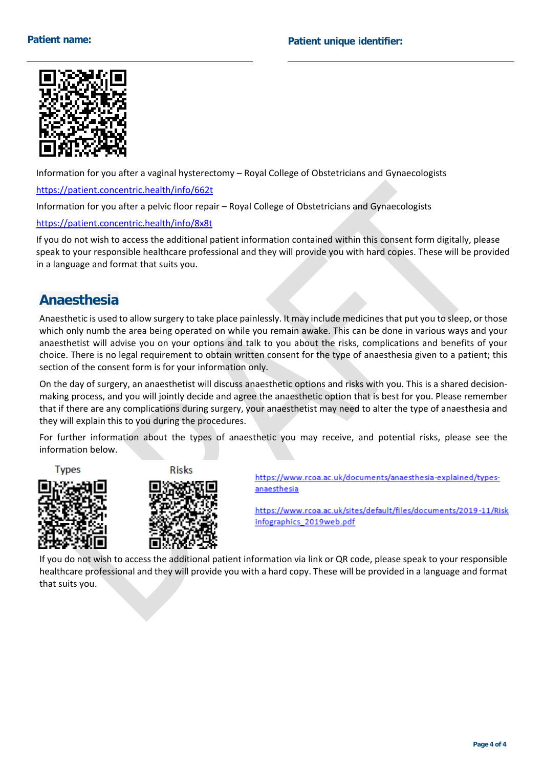**Patient name:** **Patient unique identifier:**

Information for you after a vaginal hysterectomy – Royal College of Obstetricians and Gynaecologists

https://patient.concentric.health/info/662t

Information for you after a pelvic floor repair – Royal College of Obstetricians and Gynaecologists

https://patient.concentric.health/info/8x8t

If you do not wish to access the additional patient information contained within this consent form digitally, please speak to your responsible healthcare professional and they will provide you with hard copies. These will be provided in a language and format that suits you.

## Anaesthesia

Anaesthetic is used to allow surgery to take place painlessly. It may include medicines that put you to sleep, or those which only numb the area being operated on while you remain awake. This can be done in various ways and your anaesthetist will advise you on your options and talk to you about the risks, complications and benefits of your choice. There is no legal requirement to obtain written consent for the type of anaesthesia given to a patient; this section of the consent form is for your information only.

On the day of surgery, an anaesthetist will discuss anaesthetic options and risks with you. This is a shared decision-making process, and you will jointly decide and agree the anaesthetic option that is best for you. Please remember that if there are any complications during surgery, your anaesthetist may need to alter the type of anaesthesia and they will explain this to you during the procedures.

For further information about the types of anaesthetic you may receive, and potential risks, please see the information below.

Types

Risks

https://www.rcoa.ac.uk/documents/anaesthesia-explained/types-anaesthesia

https://www.rcoa.ac.uk/sites/default/files/documents/2019-11/Risk infographics_2019web.pdf

If you do not wish to access the additional patient information via link or QR code, please speak to your responsible healthcare professional and they will provide you with a hard copy. These will be provided in a language and format that suits you.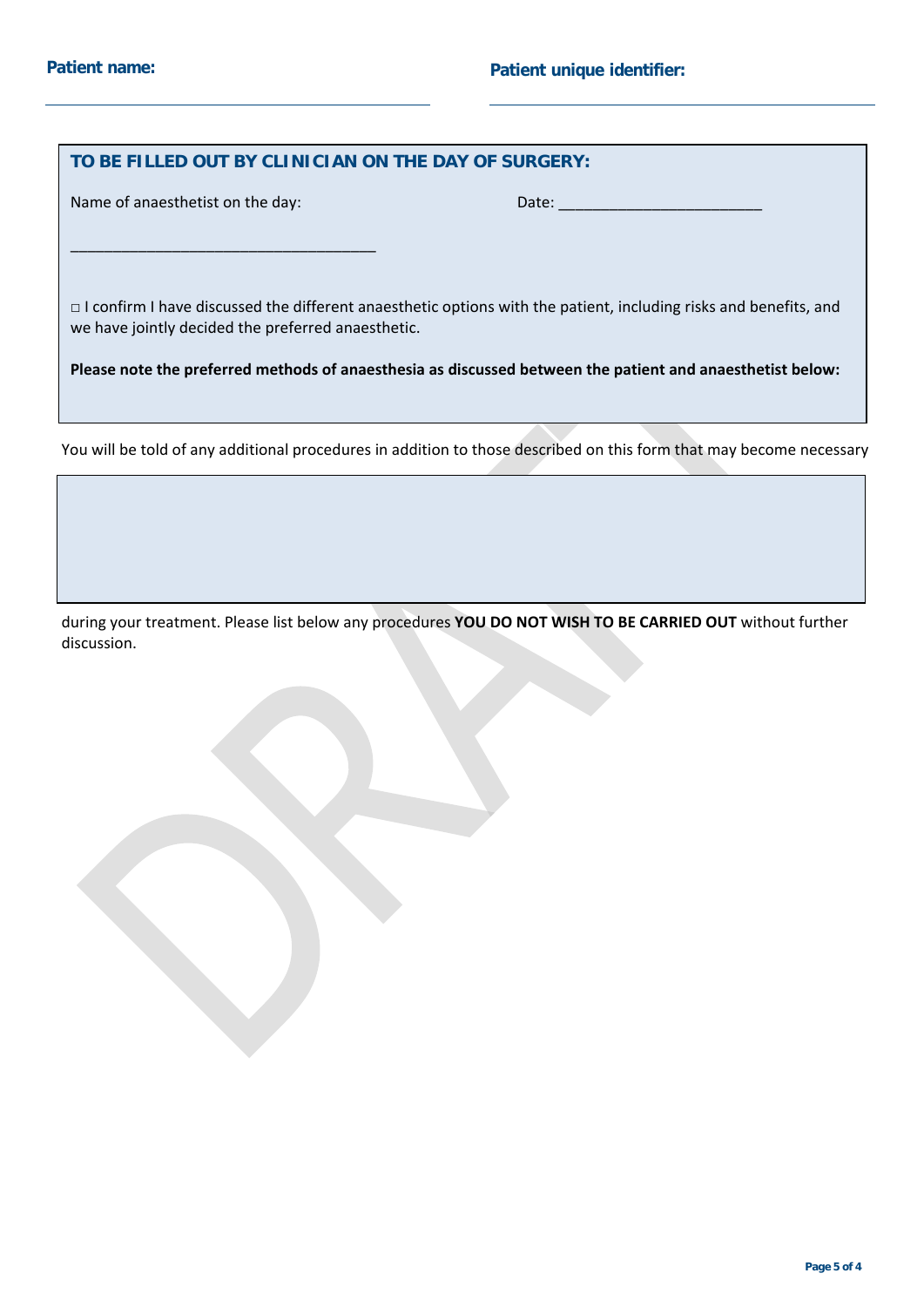**Patient name:** ______________________________ **Patient unique identifier:** ______________________________

## TO BE FILLED OUT BY CLINICIAN ON THE DAY OF SURGERY:

Name of anaesthetist on the day: Date: ________________________

___________________________________

□ I confirm I have discussed the different anaesthetic options with the patient, including risks and benefits, and we have jointly decided the preferred anaesthetic.

**Please note the preferred methods of anaesthesia as discussed between the patient and anaesthetist below:**

You will be told of any additional procedures in addition to those described on this form that may become necessary during your treatment. Please list below any procedures **YOU DO NOT WISH TO BE CARRIED OUT** without further discussion.

DRAFT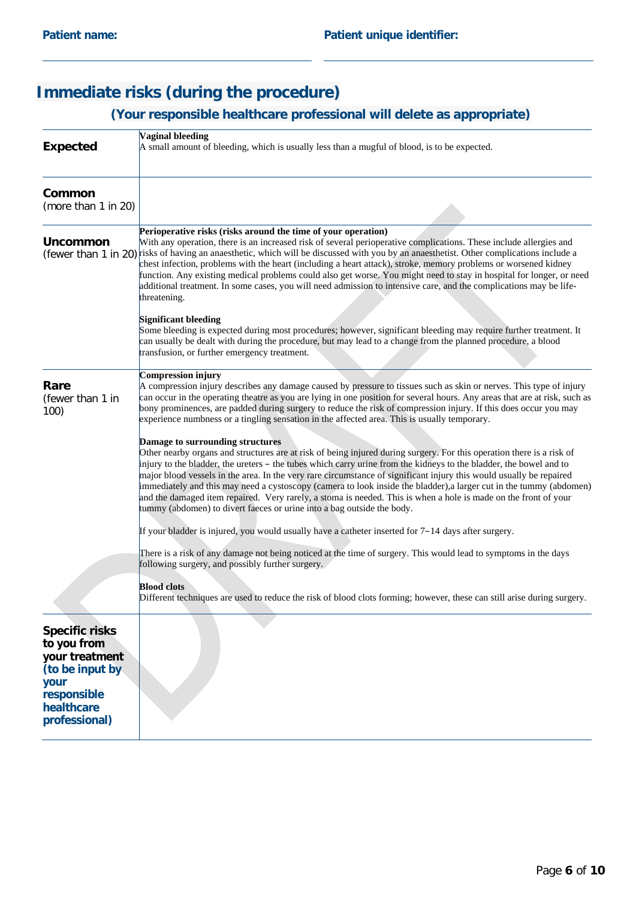| Patient name: | Patient unique identifier: |
|---|---|
| | |

## Immediate risks (during the procedure)

### (Your responsible healthcare professional will delete as appropriate)

| | |
|---|---|
| **Expected** | **Vaginal bleeding**<br>A small amount of bleeding, which is usually less than a mugful of blood, is to be expected. |
| **Common**<br>(more than 1 in 20) | |
| **Uncommon**<br>(fewer than 1 in 20) | **Perioperative risks (risks around the time of your operation)**<br>With any operation, there is an increased risk of several perioperative complications. These include allergies and risks of having an anaesthetic, which will be discussed with you by an anaesthetist. Other complications include a chest infection, problems with the heart (including a heart attack), stroke, memory problems or worsened kidney function. Any existing medical problems could also get worse. You might need to stay in hospital for longer, or need additional treatment. In some cases, you will need admission to intensive care, and the complications may be life-threatening.<br><br>**Significant bleeding**<br>Some bleeding is expected during most procedures; however, significant bleeding may require further treatment. It can usually be dealt with during the procedure, but may lead to a change from the planned procedure, a blood transfusion, or further emergency treatment. |
| **Rare**<br>(fewer than 1 in 100) | **Compression injury**<br>A compression injury describes any damage caused by pressure to tissues such as skin or nerves. This type of injury can occur in the operating theatre as you are lying in one position for several hours. Any areas that are at risk, such as bony prominences, are padded during surgery to reduce the risk of compression injury. If this does occur you may experience numbness or a tingling sensation in the affected area. This is usually temporary.<br><br>**Damage to surrounding structures**<br>Other nearby organs and structures are at risk of being injured during surgery. For this operation there is a risk of injury to the bladder, the ureters – the tubes which carry urine from the kidneys to the bladder, the bowel and to major blood vessels in the area. In the very rare circumstance of significant injury this would usually be repaired immediately and this may need a cystoscopy (camera to look inside the bladder),a larger cut in the tummy (abdomen) and the damaged item repaired. Very rarely, a stoma is needed. This is when a hole is made on the front of your tummy (abdomen) to divert faeces or urine into a bag outside the body.<br><br>If your bladder is injured, you would usually have a catheter inserted for 7–14 days after surgery.<br><br>There is a risk of any damage not being noticed at the time of surgery. This would lead to symptoms in the days following surgery, and possibly further surgery.<br><br>**Blood clots**<br>Different techniques are used to reduce the risk of blood clots forming; however, these can still arise during surgery. |
| **Specific risks to you from your treatment (to be input by your responsible healthcare professional)** | |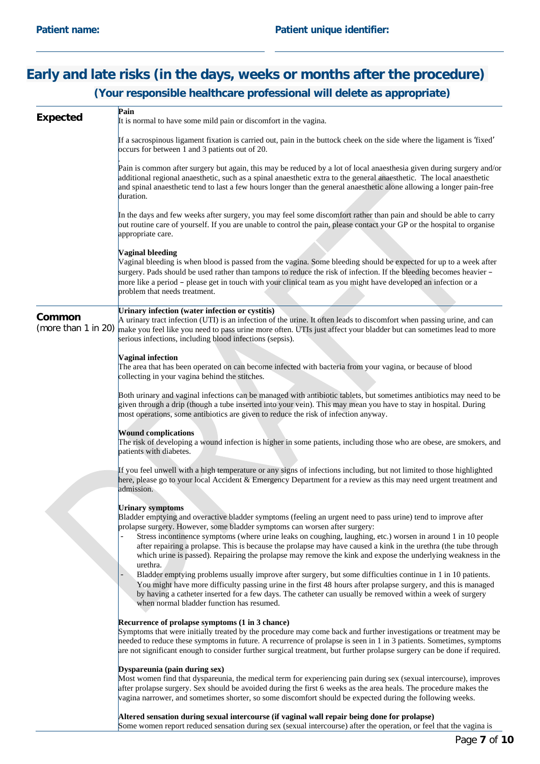**Patient name:** | **Patient unique identifier:**

## Early and late risks (in the days, weeks or months after the procedure)

### (Your responsible healthcare professional will delete as appropriate)

| | |
|---|---|
| **Expected** | **Pain**<br>It is normal to have some mild pain or discomfort in the vagina.<br><br>If a sacrospinous ligament fixation is carried out, pain in the buttock cheek on the side where the ligament is 'fixed' occurs for between 1 and 3 patients out of 20.<br><br>Pain is common after surgery but again, this may be reduced by a lot of local anaesthesia given during surgery and/or additional regional anaesthetic, such as a spinal anaesthetic extra to the general anaesthetic. The local anaesthetic and spinal anaesthetic tend to last a few hours longer than the general anaesthetic alone allowing a longer pain-free duration.<br><br>In the days and few weeks after surgery, you may feel some discomfort rather than pain and should be able to carry out routine care of yourself. If you are unable to control the pain, please contact your GP or the hospital to organise appropriate care.<br><br>**Vaginal bleeding**<br>Vaginal bleeding is when blood is passed from the vagina. Some bleeding should be expected for up to a week after surgery. Pads should be used rather than tampons to reduce the risk of infection. If the bleeding becomes heavier – more like a period – please get in touch with your clinical team as you might have developed an infection or a problem that needs treatment. |
| **Common** (more than 1 in 20) | **Urinary infection (water infection or cystitis)**<br>A urinary tract infection (UTI) is an infection of the urine. It often leads to discomfort when passing urine, and can make you feel like you need to pass urine more often. UTIs just affect your bladder but can sometimes lead to more serious infections, including blood infections (sepsis).<br><br>**Vaginal infection**<br>The area that has been operated on can become infected with bacteria from your vagina, or because of blood collecting in your vagina behind the stitches.<br><br>Both urinary and vaginal infections can be managed with antibiotic tablets, but sometimes antibiotics may need to be given through a drip (though a tube inserted into your vein). This may mean you have to stay in hospital. During most operations, some antibiotics are given to reduce the risk of infection anyway.<br><br>**Wound complications**<br>The risk of developing a wound infection is higher in some patients, including those who are obese, are smokers, and patients with diabetes.<br><br>If you feel unwell with a high temperature or any signs of infections including, but not limited to those highlighted here, please go to your local Accident & Emergency Department for a review as this may need urgent treatment and admission.<br><br>**Urinary symptoms**<br>Bladder emptying and overactive bladder symptoms (feeling an urgent need to pass urine) tend to improve after prolapse surgery. However, some bladder symptoms can worsen after surgery:<br>- Stress incontinence symptoms (where urine leaks on coughing, laughing, etc.) worsen in around 1 in 10 people after repairing a prolapse. This is because the prolapse may have caused a kink in the urethra (the tube through which urine is passed). Repairing the prolapse may remove the kink and expose the underlying weakness in the urethra.<br>- Bladder emptying problems usually improve after surgery, but some difficulties continue in 1 in 10 patients. You might have more difficulty passing urine in the first 48 hours after prolapse surgery, and this is managed by having a catheter inserted for a few days. The catheter can usually be removed within a week of surgery when normal bladder function has resumed.<br><br>**Recurrence of prolapse symptoms (1 in 3 chance)**<br>Symptoms that were initially treated by the procedure may come back and further investigations or treatment may be needed to reduce these symptoms in future. A recurrence of prolapse is seen in 1 in 3 patients. Sometimes, symptoms are not significant enough to consider further surgical treatment, but further prolapse surgery can be done if required.<br><br>**Dyspareunia (pain during sex)**<br>Most women find that dyspareunia, the medical term for experiencing pain during sex (sexual intercourse), improves after prolapse surgery. Sex should be avoided during the first 6 weeks as the area heals. The procedure makes the vagina narrower, and sometimes shorter, so some discomfort should be expected during the following weeks.<br><br>**Altered sensation during sexual intercourse (if vaginal wall repair being done for prolapse)**<br>Some women report reduced sensation during sex (sexual intercourse) after the operation, or feel that the vagina is |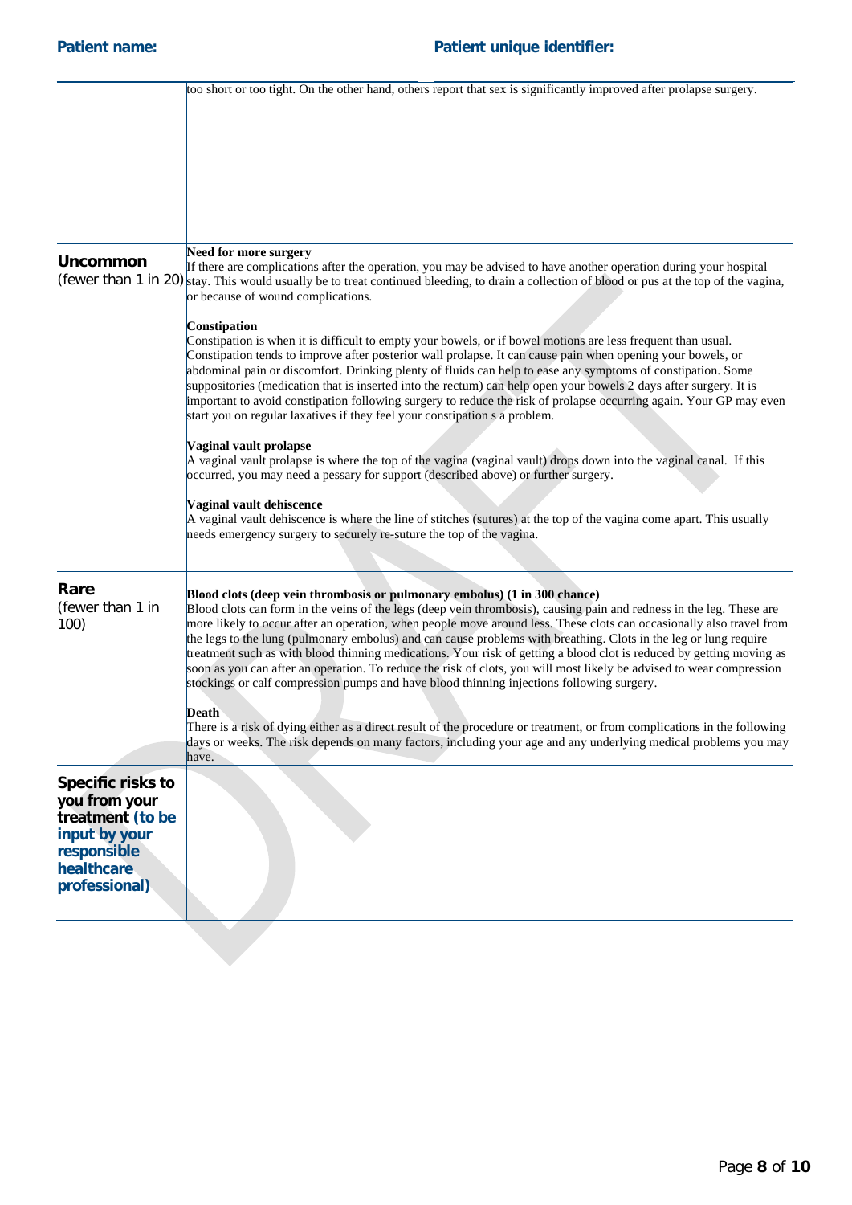**Patient name:** **Patient unique identifier:**

| | |
|---|---|
| | too short or too tight. On the other hand, others report that sex is significantly improved after prolapse surgery. |
| **Uncommon** (fewer than 1 in 20) | **Need for more surgery**<br>If there are complications after the operation, you may be advised to have another operation during your hospital stay. This would usually be to treat continued bleeding, to drain a collection of blood or pus at the top of the vagina, or because of wound complications.<br><br>**Constipation**<br>Constipation is when it is difficult to empty your bowels, or if bowel motions are less frequent than usual. Constipation tends to improve after posterior wall prolapse. It can cause pain when opening your bowels, or abdominal pain or discomfort. Drinking plenty of fluids can help to ease any symptoms of constipation. Some suppositories (medication that is inserted into the rectum) can help open your bowels 2 days after surgery. It is important to avoid constipation following surgery to reduce the risk of prolapse occurring again. Your GP may even start you on regular laxatives if they feel your constipation s a problem.<br><br>**Vaginal vault prolapse**<br>A vaginal vault prolapse is where the top of the vagina (vaginal vault) drops down into the vaginal canal. If this occurred, you may need a pessary for support (described above) or further surgery.<br><br>**Vaginal vault dehiscence**<br>A vaginal vault dehiscence is where the line of stitches (sutures) at the top of the vagina come apart. This usually needs emergency surgery to securely re-suture the top of the vagina. |
| **Rare** (fewer than 1 in 100) | **Blood clots (deep vein thrombosis or pulmonary embolus) (1 in 300 chance)**<br>Blood clots can form in the veins of the legs (deep vein thrombosis), causing pain and redness in the leg. These are more likely to occur after an operation, when people move around less. These clots can occasionally also travel from the legs to the lung (pulmonary embolus) and can cause problems with breathing. Clots in the leg or lung require treatment such as with blood thinning medications. Your risk of getting a blood clot is reduced by getting moving as soon as you can after an operation. To reduce the risk of clots, you will most likely be advised to wear compression stockings or calf compression pumps and have blood thinning injections following surgery.<br><br>**Death**<br>There is a risk of dying either as a direct result of the procedure or treatment, or from complications in the following days or weeks. The risk depends on many factors, including your age and any underlying medical problems you may have. |
| **Specific risks to you from your treatment (to be input by your responsible healthcare professional)** | |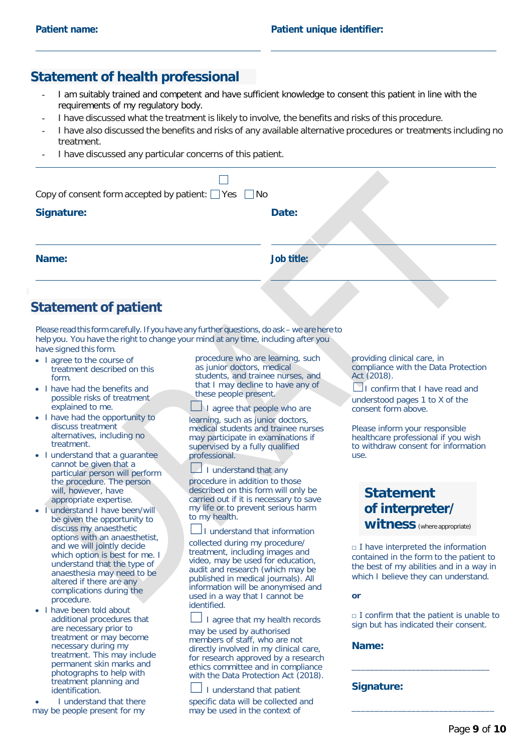**Patient name:** ______________________ **Patient unique identifier:** ______________________

## Statement of health professional

- I am suitably trained and competent and have sufficient knowledge to consent this patient in line with the requirements of my regulatory body.
- I have discussed what the treatment is likely to involve, the benefits and risks of this procedure.
- I have also discussed the benefits and risks of any available alternative procedures or treatments including no treatment.
- I have discussed any particular concerns of this patient.

☐

Copy of consent form accepted by patient: ☐ Yes ☐ No

**Signature:** ______________________ **Date:** ______________________

**Name:** ______________________ **Job title:** ______________________

## Statement of patient

Please read this form carefully. If you have any further questions, do ask – we are here to help you. You have the right to change your mind at any time, including after you have signed this form.

- I agree to the course of treatment described on this form.
- I have had the benefits and possible risks of treatment explained to me.
- I have had the opportunity to discuss treatment alternatives, including no treatment.
- I understand that a guarantee cannot be given that a particular person will perform the procedure. The person will, however, have appropriate expertise.
- I understand I have been/will be given the opportunity to discuss my anaesthetic options with an anaesthetist, and we will jointly decide which option is best for me. I understand that the type of anaesthesia may need to be altered if there are any complications during the procedure.
- I have been told about additional procedures that are necessary prior to treatment or may become necessary during my treatment. This may include permanent skin marks and photographs to help with treatment planning and identification.
- I understand that there may be people present for my procedure who are learning, such as junior doctors, medical students, and trainee nurses, and that I may decline to have any of these people present.

☐ I agree that people who are learning, such as junior doctors, medical students and trainee nurses may participate in examinations if supervised by a fully qualified professional.

☐ I understand that any procedure in addition to those described on this form will only be carried out if it is necessary to save my life or to prevent serious harm to my health.

☐ I understand that information collected during my procedure/ treatment, including images and video, may be used for education, audit and research (which may be published in medical journals). All information will be anonymised and used in a way that I cannot be identified.

☐ I agree that my health records may be used by authorised members of staff, who are not directly involved in my clinical care, for research approved by a research ethics committee and in compliance with the Data Protection Act (2018).

☐ I understand that patient specific data will be collected and may be used in the context of providing clinical care, in compliance with the Data Protection Act (2018).

☐ I confirm that I have read and understood pages 1 to X of the consent form above.

Please inform your responsible healthcare professional if you wish to withdraw consent for information use.

## Statement of interpreter/ witness (where appropriate)

☐ I have interpreted the information contained in the form to the patient to the best of my abilities and in a way in which I believe they can understand.

**or**

☐ I confirm that the patient is unable to sign but has indicated their consent.

**Name:** ____________________________

**Signature:** ____________________________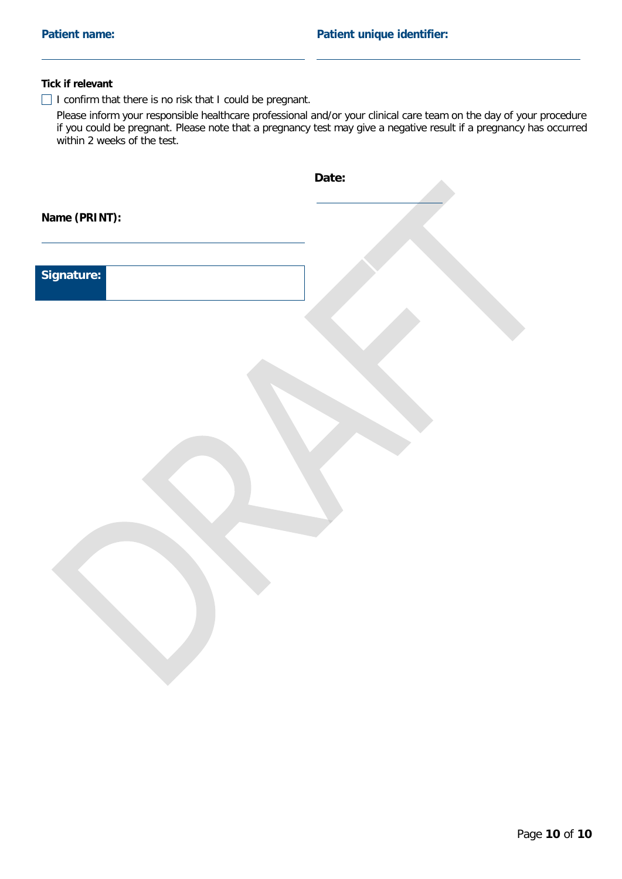**Patient name:** 

**Patient unique identifier:** 

**Tick if relevant**

☐ I confirm that there is no risk that I could be pregnant.

Please inform your responsible healthcare professional and/or your clinical care team on the day of your procedure if you could be pregnant. Please note that a pregnancy test may give a negative result if a pregnancy has occurred within 2 weeks of the test.

**Date:** 

**Name (PRINT):** 

**Signature:** 

DRAFT